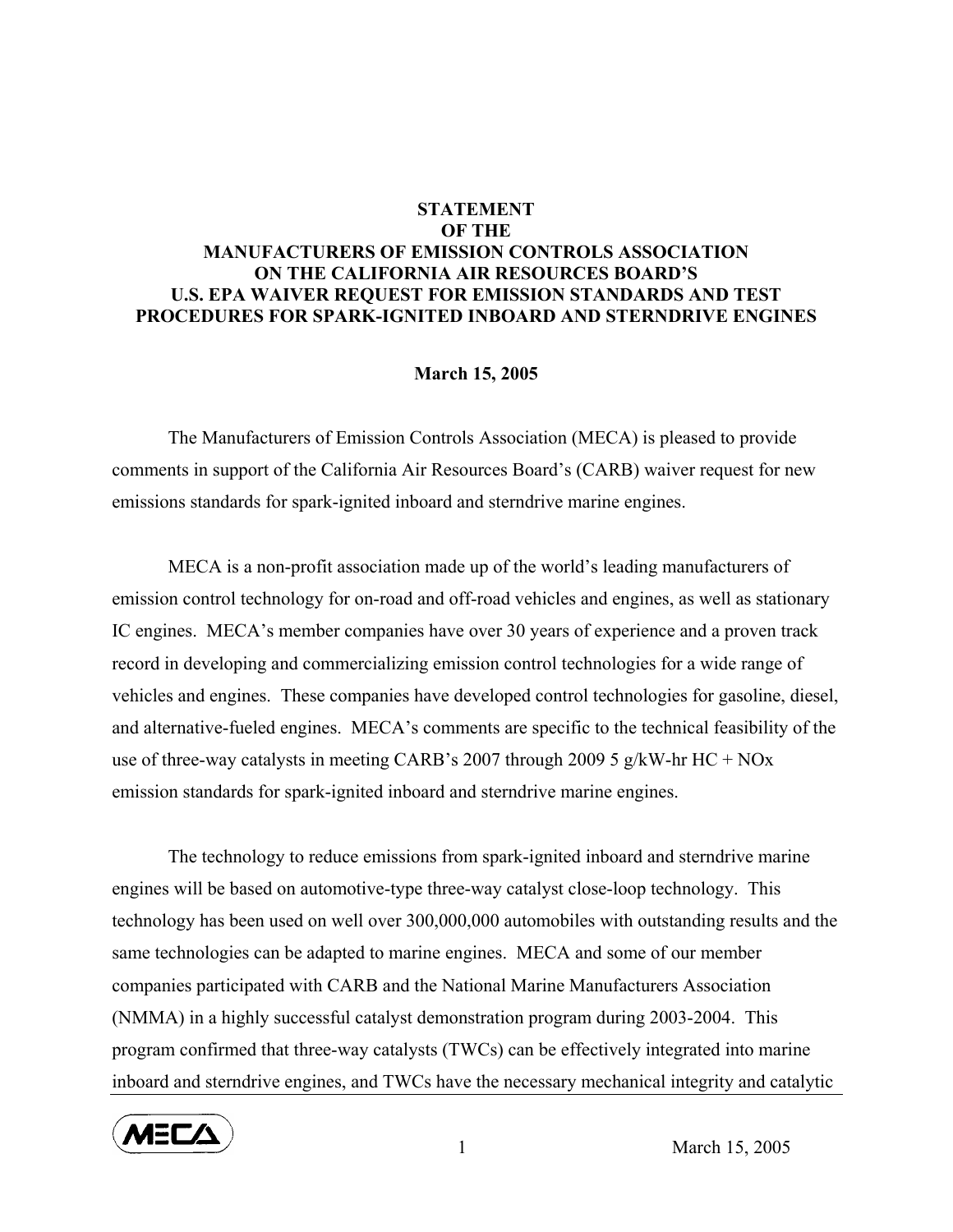# STATEMENT OF THE MANUFACTURERS OF EMISSION CONTROLS ASSOCIATION ON THE CALIFORNIA AIR RESOURCES BOARD'S U.S. EPA WAIVER REQUEST FOR EMISSION STANDARDS AND TEST PROCEDURES FOR SPARK-IGNITED INBOARD AND STERNDRIVE ENGINES

**March 15, 2005**

The Manufacturers of Emission Controls Association (MECA) is pleased to provide comments in support of the California Air Resources Board's (CARB) waiver request for new emissions standards for spark-ignited inboard and sterndrive marine engines.

MECA is a non-profit association made up of the world's leading manufacturers of emission control technology for on-road and off-road vehicles and engines, as well as stationary IC engines. MECA's member companies have over 30 years of experience and a proven track record in developing and commercializing emission control technologies for a wide range of vehicles and engines. These companies have developed control technologies for gasoline, diesel, and alternative-fueled engines. MECA's comments are specific to the technical feasibility of the use of three-way catalysts in meeting CARB's 2007 through 2009 5 g/kW-hr HC + NOx emission standards for spark-ignited inboard and sterndrive marine engines.

The technology to reduce emissions from spark-ignited inboard and sterndrive marine engines will be based on automotive-type three-way catalyst close-loop technology. This technology has been used on well over 300,000,000 automobiles with outstanding results and the same technologies can be adapted to marine engines. MECA and some of our member companies participated with CARB and the National Marine Manufacturers Association (NMMA) in a highly successful catalyst demonstration program during 2003-2004. This program confirmed that three-way catalysts (TWCs) can be effectively integrated into marine inboard and sterndrive engines, and TWCs have the necessary mechanical integrity and catalytic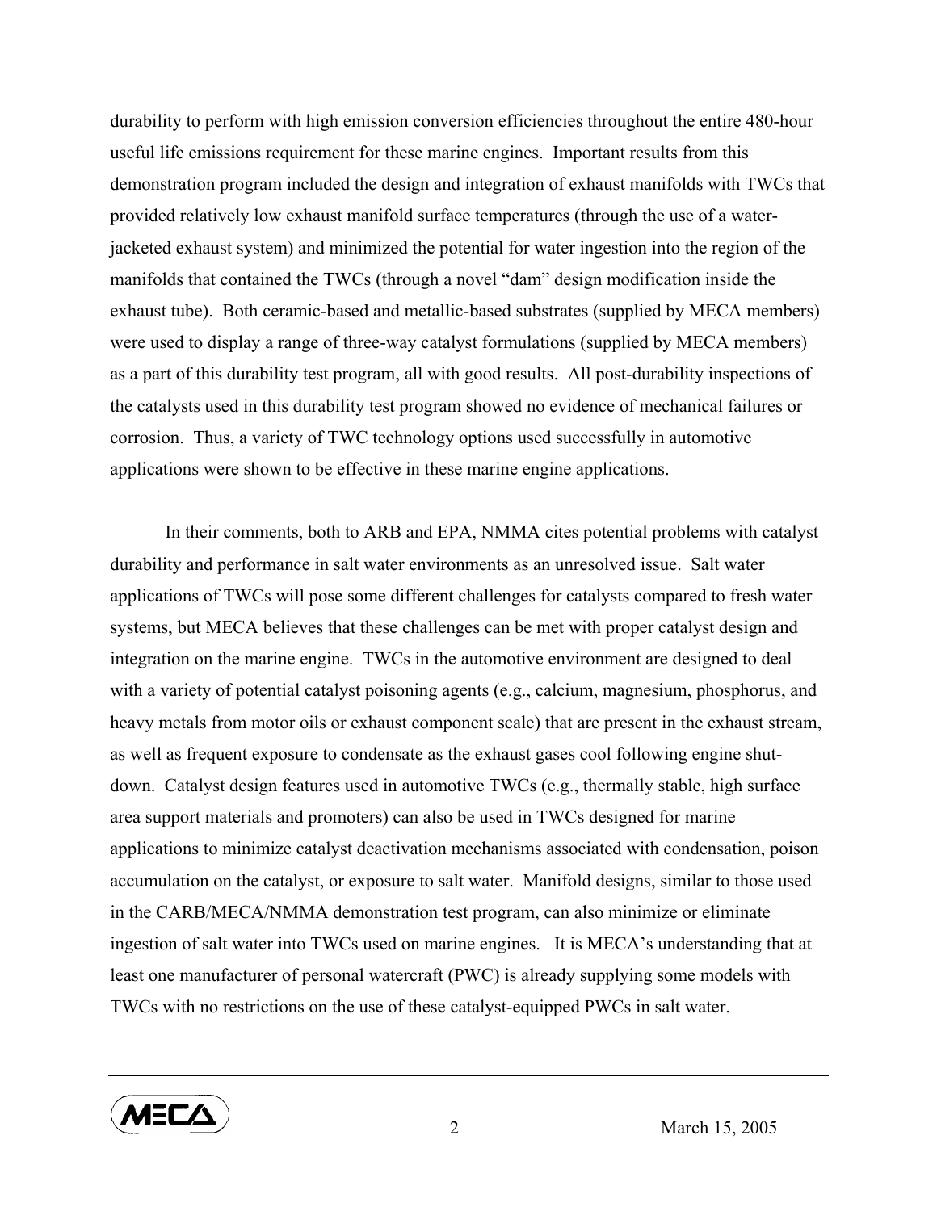durability to perform with high emission conversion efficiencies throughout the entire 480-hour useful life emissions requirement for these marine engines. Important results from this demonstration program included the design and integration of exhaust manifolds with TWCs that provided relatively low exhaust manifold surface temperatures (through the use of a water-jacketed exhaust system) and minimized the potential for water ingestion into the region of the manifolds that contained the TWCs (through a novel "dam" design modification inside the exhaust tube). Both ceramic-based and metallic-based substrates (supplied by MECA members) were used to display a range of three-way catalyst formulations (supplied by MECA members) as a part of this durability test program, all with good results. All post-durability inspections of the catalysts used in this durability test program showed no evidence of mechanical failures or corrosion. Thus, a variety of TWC technology options used successfully in automotive applications were shown to be effective in these marine engine applications.

In their comments, both to ARB and EPA, NMMA cites potential problems with catalyst durability and performance in salt water environments as an unresolved issue. Salt water applications of TWCs will pose some different challenges for catalysts compared to fresh water systems, but MECA believes that these challenges can be met with proper catalyst design and integration on the marine engine. TWCs in the automotive environment are designed to deal with a variety of potential catalyst poisoning agents (e.g., calcium, magnesium, phosphorus, and heavy metals from motor oils or exhaust component scale) that are present in the exhaust stream, as well as frequent exposure to condensate as the exhaust gases cool following engine shut-down. Catalyst design features used in automotive TWCs (e.g., thermally stable, high surface area support materials and promoters) can also be used in TWCs designed for marine applications to minimize catalyst deactivation mechanisms associated with condensation, poison accumulation on the catalyst, or exposure to salt water. Manifold designs, similar to those used in the CARB/MECA/NMMA demonstration test program, can also minimize or eliminate ingestion of salt water into TWCs used on marine engines. It is MECA's understanding that at least one manufacturer of personal watercraft (PWC) is already supplying some models with TWCs with no restrictions on the use of these catalyst-equipped PWCs in salt water.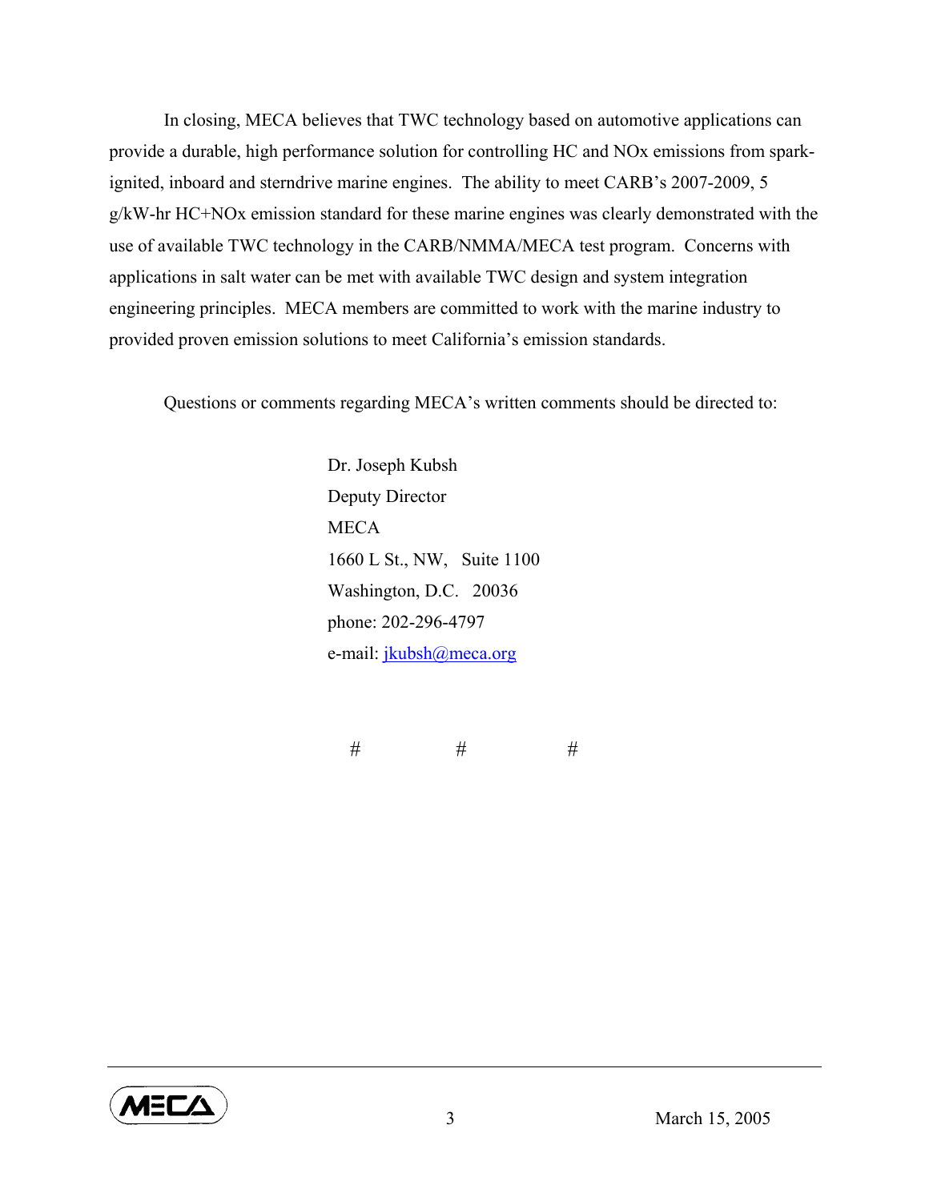In closing, MECA believes that TWC technology based on automotive applications can provide a durable, high performance solution for controlling HC and NOx emissions from spark-ignited, inboard and sterndrive marine engines. The ability to meet CARB's 2007-2009, 5 g/kW-hr HC+NOx emission standard for these marine engines was clearly demonstrated with the use of available TWC technology in the CARB/NMMA/MECA test program. Concerns with applications in salt water can be met with available TWC design and system integration engineering principles. MECA members are committed to work with the marine industry to provided proven emission solutions to meet California's emission standards.

Questions or comments regarding MECA's written comments should be directed to:

Dr. Joseph Kubsh
Deputy Director
MECA
1660 L St., NW, Suite 1100
Washington, D.C. 20036
phone: 202-296-4797
e-mail: jkubsh@meca.org

# # #

March 15, 2005